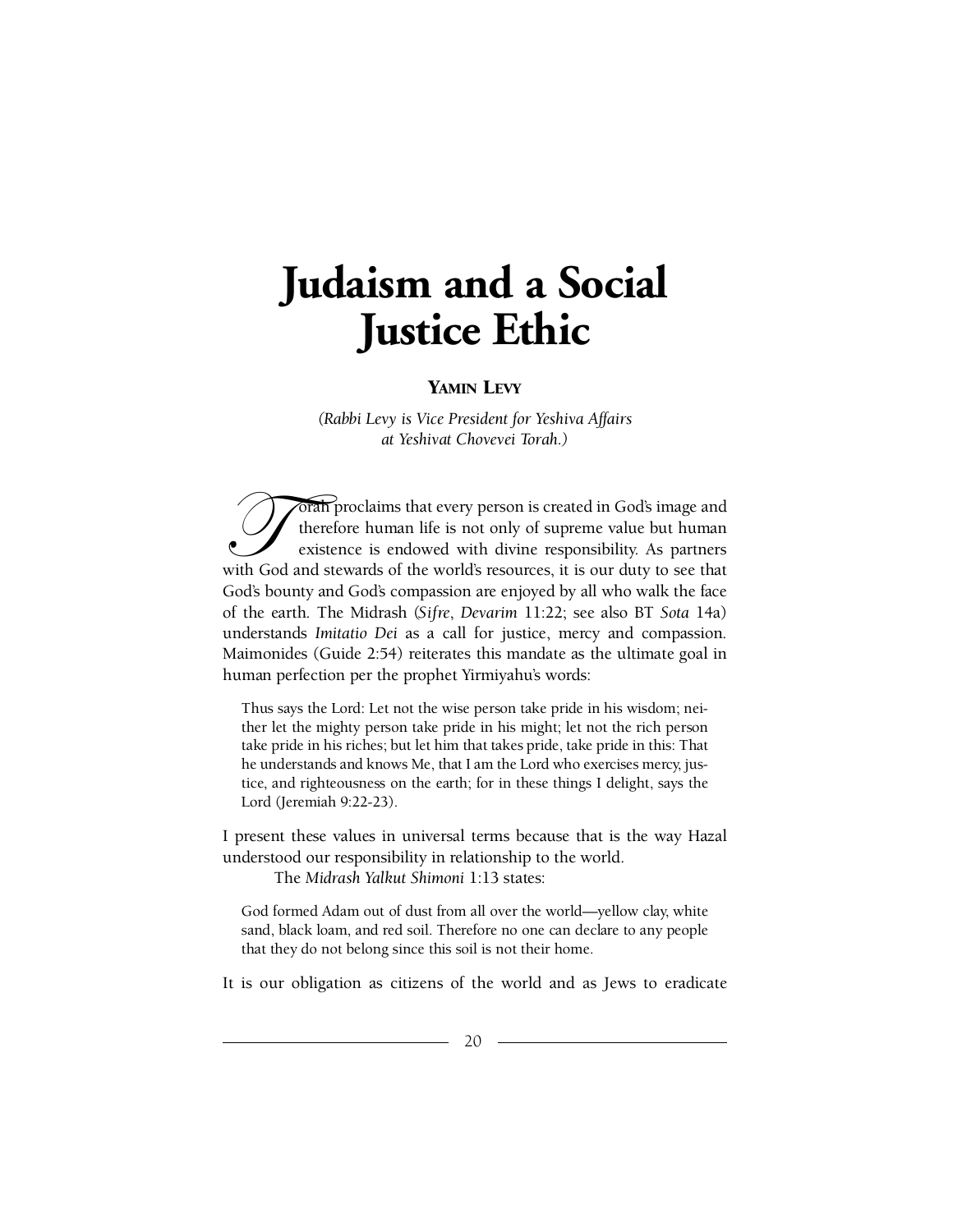# Judaism and a Social Justice Ethic

**YAMIN LEVY**

*(Rabbi Levy is Vice President for Yeshiva Affairs at Yeshivat Chovevei Torah.)*

Torah proclaims that every person is created in God's image and therefore human life is not only of supreme value but human existence is endowed with divine responsibility. As partners with God and stewards of the world's resources, it is our duty to see that God's bounty and God's compassion are enjoyed by all who walk the face of the earth. The Midrash (*Sifre*, *Devarim* 11:22; see also BT *Sota* 14a) understands *Imitatio Dei* as a call for justice, mercy and compassion. Maimonides (Guide 2:54) reiterates this mandate as the ultimate goal in human perfection per the prophet Yirmiyahu's words:

> Thus says the Lord: Let not the wise person take pride in his wisdom; neither let the mighty person take pride in his might; let not the rich person take pride in his riches; but let him that takes pride, take pride in this: That he understands and knows Me, that I am the Lord who exercises mercy, justice, and righteousness on the earth; for in these things I delight, says the Lord (Jeremiah 9:22-23).

I present these values in universal terms because that is the way Hazal understood our responsibility in relationship to the world.

The *Midrash Yalkut Shimoni* 1:13 states:

> God formed Adam out of dust from all over the world—yellow clay, white sand, black loam, and red soil. Therefore no one can declare to any people that they do not belong since this soil is not their home.

It is our obligation as citizens of the world and as Jews to eradicate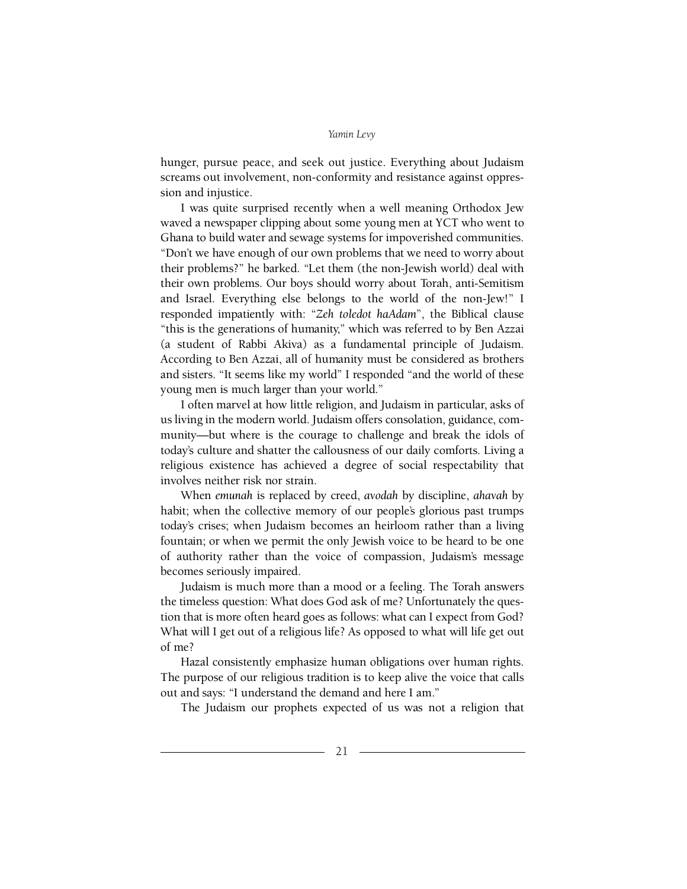hunger, pursue peace, and seek out justice. Everything about Judaism screams out involvement, non-conformity and resistance against oppression and injustice.

I was quite surprised recently when a well meaning Orthodox Jew waved a newspaper clipping about some young men at YCT who went to Ghana to build water and sewage systems for impoverished communities. "Don't we have enough of our own problems that we need to worry about their problems?" he barked. "Let them (the non-Jewish world) deal with their own problems. Our boys should worry about Torah, anti-Semitism and Israel. Everything else belongs to the world of the non-Jew!" I responded impatiently with: "*Zeh toledot haAdam*", the Biblical clause "this is the generations of humanity," which was referred to by Ben Azzai (a student of Rabbi Akiva) as a fundamental principle of Judaism. According to Ben Azzai, all of humanity must be considered as brothers and sisters. "It seems like my world" I responded "and the world of these young men is much larger than your world."

I often marvel at how little religion, and Judaism in particular, asks of us living in the modern world. Judaism offers consolation, guidance, community—but where is the courage to challenge and break the idols of today's culture and shatter the callousness of our daily comforts. Living a religious existence has achieved a degree of social respectability that involves neither risk nor strain.

When *emunah* is replaced by creed, *avodah* by discipline, *ahavah* by habit; when the collective memory of our people's glorious past trumps today's crises; when Judaism becomes an heirloom rather than a living fountain; or when we permit the only Jewish voice to be heard to be one of authority rather than the voice of compassion, Judaism's message becomes seriously impaired.

Judaism is much more than a mood or a feeling. The Torah answers the timeless question: What does God ask of me? Unfortunately the question that is more often heard goes as follows: what can I expect from God? What will I get out of a religious life? As opposed to what will life get out of me?

Hazal consistently emphasize human obligations over human rights. The purpose of our religious tradition is to keep alive the voice that calls out and says: "I understand the demand and here I am."

The Judaism our prophets expected of us was not a religion that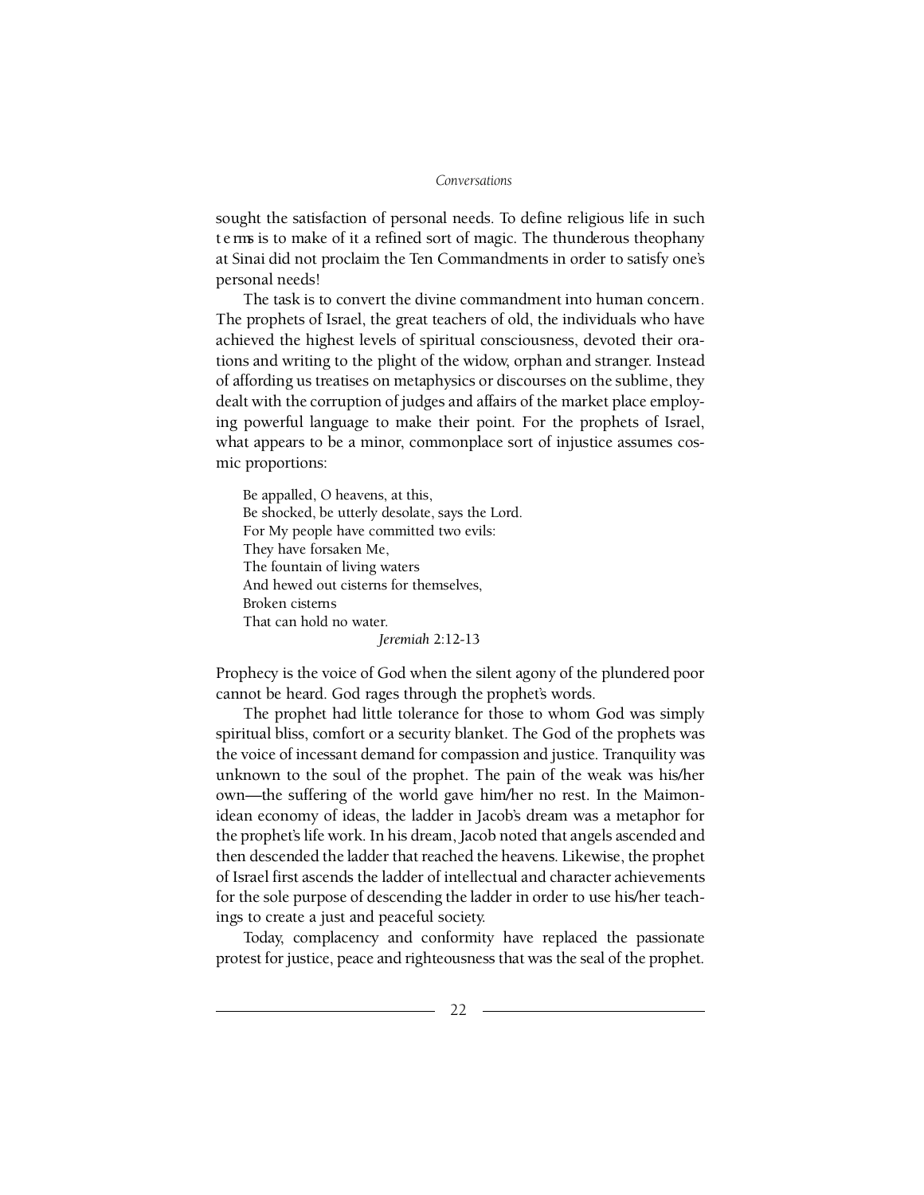sought the satisfaction of personal needs. To define religious life in such terms is to make of it a refined sort of magic. The thunderous theophany at Sinai did not proclaim the Ten Commandments in order to satisfy one's personal needs!

The task is to convert the divine commandment into human concern. The prophets of Israel, the great teachers of old, the individuals who have achieved the highest levels of spiritual consciousness, devoted their orations and writing to the plight of the widow, orphan and stranger. Instead of affording us treatises on metaphysics or discourses on the sublime, they dealt with the corruption of judges and affairs of the market place employing powerful language to make their point. For the prophets of Israel, what appears to be a minor, commonplace sort of injustice assumes cosmic proportions:

> Be appalled, O heavens, at this,
> Be shocked, be utterly desolate, says the Lord.
> For My people have committed two evils:
> They have forsaken Me,
> The fountain of living waters
> And hewed out cisterns for themselves,
> Broken cisterns
> That can hold no water.
>
> *Jeremiah* 2:12-13

Prophecy is the voice of God when the silent agony of the plundered poor cannot be heard. God rages through the prophet's words.

The prophet had little tolerance for those to whom God was simply spiritual bliss, comfort or a security blanket. The God of the prophets was the voice of incessant demand for compassion and justice. Tranquility was unknown to the soul of the prophet. The pain of the weak was his/her own—the suffering of the world gave him/her no rest. In the Maimonidean economy of ideas, the ladder in Jacob's dream was a metaphor for the prophet's life work. In his dream, Jacob noted that angels ascended and then descended the ladder that reached the heavens. Likewise, the prophet of Israel first ascends the ladder of intellectual and character achievements for the sole purpose of descending the ladder in order to use his/her teachings to create a just and peaceful society.

Today, complacency and conformity have replaced the passionate protest for justice, peace and righteousness that was the seal of the prophet.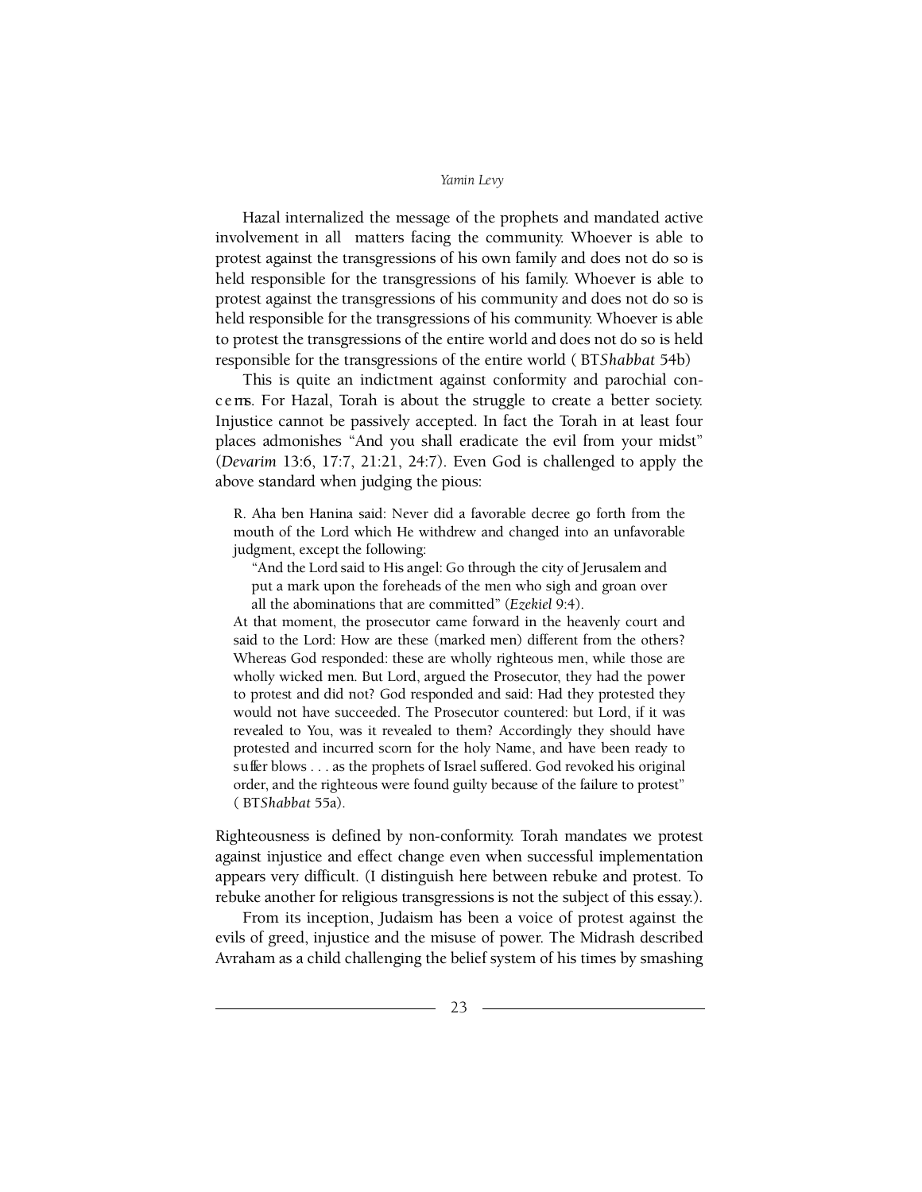Hazal internalized the message of the prophets and mandated active involvement in all matters facing the community. Whoever is able to protest against the transgressions of his own family and does not do so is held responsible for the transgressions of his family. Whoever is able to protest against the transgressions of his community and does not do so is held responsible for the transgressions of his community. Whoever is able to protest the transgressions of the entire world and does not do so is held responsible for the transgressions of the entire world ( BT*Shabbat* 54b)

This is quite an indictment against conformity and parochial concerns. For Hazal, Torah is about the struggle to create a better society. Injustice cannot be passively accepted. In fact the Torah in at least four places admonishes "And you shall eradicate the evil from your midst" (*Devarim* 13:6, 17:7, 21:21, 24:7). Even God is challenged to apply the above standard when judging the pious:

> R. Aha ben Hanina said: Never did a favorable decree go forth from the mouth of the Lord which He withdrew and changed into an unfavorable judgment, except the following:
>
> > "And the Lord said to His angel: Go through the city of Jerusalem and put a mark upon the foreheads of the men who sigh and groan over all the abominations that are committed" (*Ezekiel* 9:4).
>
> At that moment, the prosecutor came forward in the heavenly court and said to the Lord: How are these (marked men) different from the others? Whereas God responded: these are wholly righteous men, while those are wholly wicked men. But Lord, argued the Prosecutor, they had the power to protest and did not? God responded and said: Had they protested they would not have succeeded. The Prosecutor countered: but Lord, if it was revealed to You, was it revealed to them? Accordingly they should have protested and incurred scorn for the holy Name, and have been ready to suffer blows . . . as the prophets of Israel suffered. God revoked his original order, and the righteous were found guilty because of the failure to protest" ( BT*Shabbat* 55a).

Righteousness is defined by non-conformity. Torah mandates we protest against injustice and effect change even when successful implementation appears very difficult. (I distinguish here between rebuke and protest. To rebuke another for religious transgressions is not the subject of this essay.).

From its inception, Judaism has been a voice of protest against the evils of greed, injustice and the misuse of power. The Midrash described Avraham as a child challenging the belief system of his times by smashing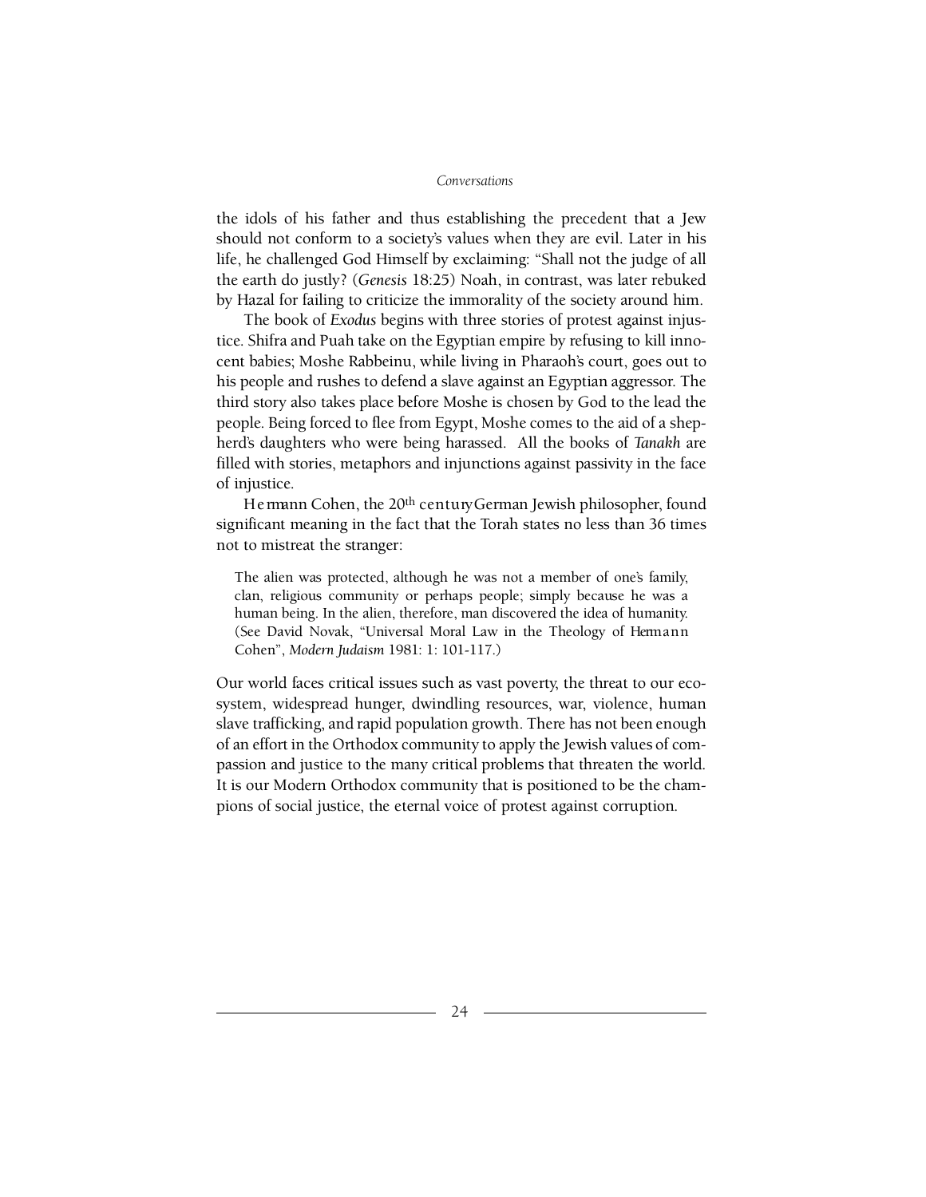the idols of his father and thus establishing the precedent that a Jew should not conform to a society's values when they are evil. Later in his life, he challenged God Himself by exclaiming: "Shall not the judge of all the earth do justly? (*Genesis* 18:25) Noah, in contrast, was later rebuked by Hazal for failing to criticize the immorality of the society around him.

The book of *Exodus* begins with three stories of protest against injustice. Shifra and Puah take on the Egyptian empire by refusing to kill innocent babies; Moshe Rabbeinu, while living in Pharaoh's court, goes out to his people and rushes to defend a slave against an Egyptian aggressor. The third story also takes place before Moshe is chosen by God to the lead the people. Being forced to flee from Egypt, Moshe comes to the aid of a shepherd's daughters who were being harassed. All the books of *Tanakh* are filled with stories, metaphors and injunctions against passivity in the face of injustice.

Hermann Cohen, the 20th century German Jewish philosopher, found significant meaning in the fact that the Torah states no less than 36 times not to mistreat the stranger:

> The alien was protected, although he was not a member of one's family, clan, religious community or perhaps people; simply because he was a human being. In the alien, therefore, man discovered the idea of humanity. (See David Novak, "Universal Moral Law in the Theology of Hermann Cohen", *Modern Judaism* 1981: 1: 101-117.)

Our world faces critical issues such as vast poverty, the threat to our ecosystem, widespread hunger, dwindling resources, war, violence, human slave trafficking, and rapid population growth. There has not been enough of an effort in the Orthodox community to apply the Jewish values of compassion and justice to the many critical problems that threaten the world. It is our Modern Orthodox community that is positioned to be the champions of social justice, the eternal voice of protest against corruption.